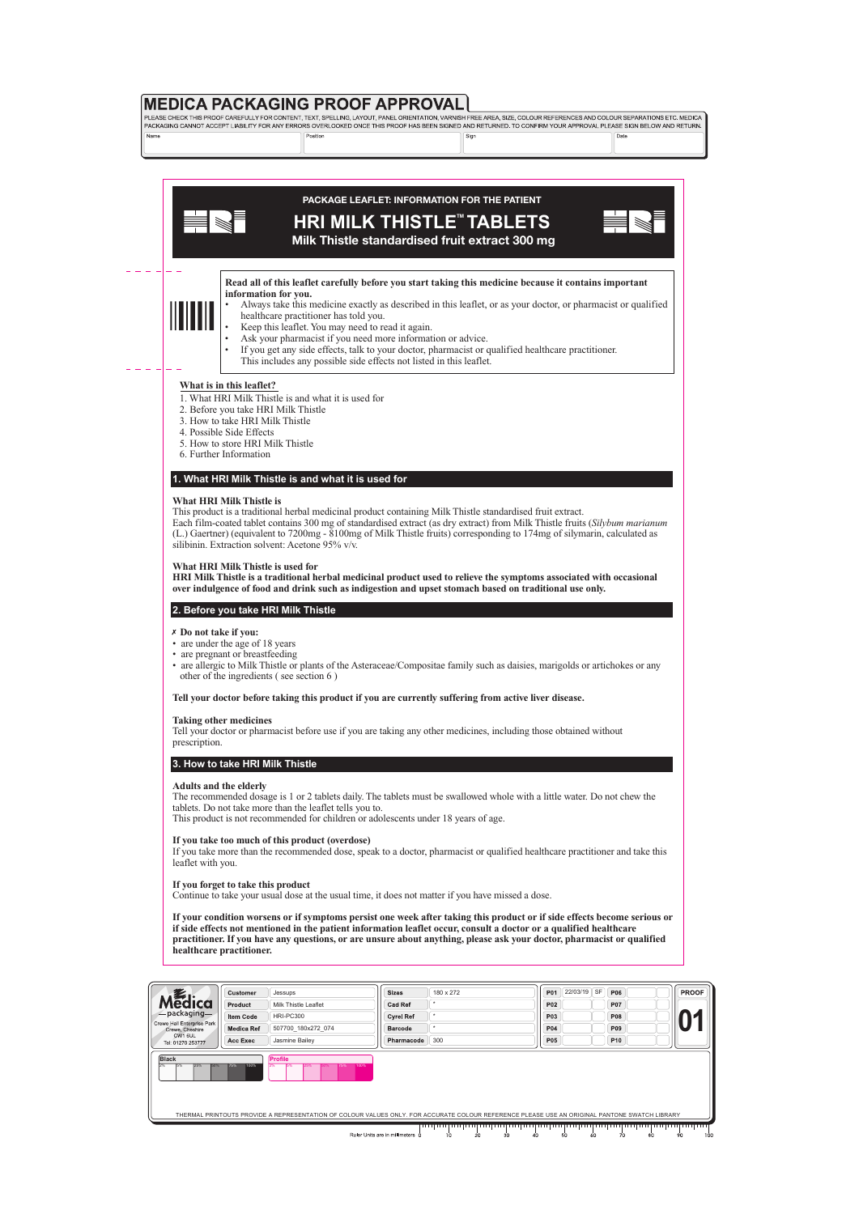# MEDICA PACKAGING PROOF APPROVAL

PLEASE CHECK THIS PROOF CAREFULLY FOR CONTENT, TEXT, SPELLING, LAYOUT, PANEL ORIENTATION, VARNISH FREE AREA, SIZE, COLOUR REFERENCES AND COLOUR SEPARATIONS ETC. MEDICA PACKAGING CANNOT ACCEPT LIABILITY FOR ANY ERRORS OVERLOOKED ONCE THIS PROOF HAS BEEN SIGNED AND RETURNED. TO CONFIRM YOUR APPROVAL PLEASE SIGN BELOW AND RETURN.

| Name | Position | Sign | Date |
|---|---|---|---|
| | | | |

PACKAGE LEAFLET: INFORMATION FOR THE PATIENT

# HRI MILK THISTLE™ TABLETS

**Milk Thistle standardised fruit extract 300 mg**

**Read all of this leaflet carefully before you start taking this medicine because it contains important information for you.**

- Always take this medicine exactly as described in this leaflet, or as your doctor, or pharmacist or qualified healthcare practitioner has told you.
- Keep this leaflet. You may need to read it again.
- Ask your pharmacist if you need more information or advice.
- If you get any side effects, talk to your doctor, pharmacist or qualified healthcare practitioner. This includes any possible side effects not listed in this leaflet.

**What is in this leaflet?**

1. What HRI Milk Thistle is and what it is used for
2. Before you take HRI Milk Thistle
3. How to take HRI Milk Thistle
4. Possible Side Effects
5. How to store HRI Milk Thistle
6. Further Information

## 1. What HRI Milk Thistle is and what it is used for

**What HRI Milk Thistle is**

This product is a traditional herbal medicinal product containing Milk Thistle standardised fruit extract.
Each film-coated tablet contains 300 mg of standardised extract (as dry extract) from Milk Thistle fruits (*Silybum marianum* (L.) Gaertner) (equivalent to 7200mg - 8100mg of Milk Thistle fruits) corresponding to 174mg of silymarin, calculated as silibinin. Extraction solvent: Acetone 95% v/v.

**What HRI Milk Thistle is used for**

**HRI Milk Thistle is a traditional herbal medicinal product used to relieve the symptoms associated with occasional over indulgence of food and drink such as indigestion and upset stomach based on traditional use only.**

## 2. Before you take HRI Milk Thistle

**✗ Do not take if you:**

- are under the age of 18 years
- are pregnant or breastfeeding
- are allergic to Milk Thistle or plants of the Asteraceae/Compositae family such as daisies, marigolds or artichokes or any other of the ingredients ( see section 6 )

**Tell your doctor before taking this product if you are currently suffering from active liver disease.**

**Taking other medicines**

Tell your doctor or pharmacist before use if you are taking any other medicines, including those obtained without prescription.

## 3. How to take HRI Milk Thistle

**Adults and the elderly**

The recommended dosage is 1 or 2 tablets daily. The tablets must be swallowed whole with a little water. Do not chew the tablets. Do not take more than the leaflet tells you to.
This product is not recommended for children or adolescents under 18 years of age.

**If you take too much of this product (overdose)**

If you take more than the recommended dose, speak to a doctor, pharmacist or qualified healthcare practitioner and take this leaflet with you.

**If you forget to take this product**

Continue to take your usual dose at the usual time, it does not matter if you have missed a dose.

**If your condition worsens or if symptoms persist one week after taking this product or if side effects become serious or if side effects not mentioned in the patient information leaflet occur, consult a doctor or a qualified healthcare practitioner. If you have any questions, or are unsure about anything, please ask your doctor, pharmacist or qualified healthcare practitioner.**

Medica packaging — Crewe Hall Enterprise Park, Crewe, Cheshire CW1 6UL Tel: 01270 253777

| Customer | Jessups | Sizes | 180 x 272 | P01 | 22/03/19 SF | P06 | |
|---|---|---|---|---|---|---|---|
| Product | Milk Thistle Leaflet | Cad Ref | * | P02 | | P07 | |
| Item Code | HRI-PC300 | Cyrel Ref | * | P03 | | P08 | |
| Medica Ref | 507700_180x272_074 | Barcode | * | P04 | | P09 | |
| Acc Exec | Jasmine Bailey | Pharmacode | 300 | P05 | | P10 | |

PROOF 01

Black | Profile

THERMAL PRINTOUTS PROVIDE A REPRESENTATION OF COLOUR VALUES ONLY. FOR ACCURATE COLOUR REFERENCE PLEASE USE AN ORIGINAL PANTONE SWATCH LIBRARY

Ruler Units are in millimeters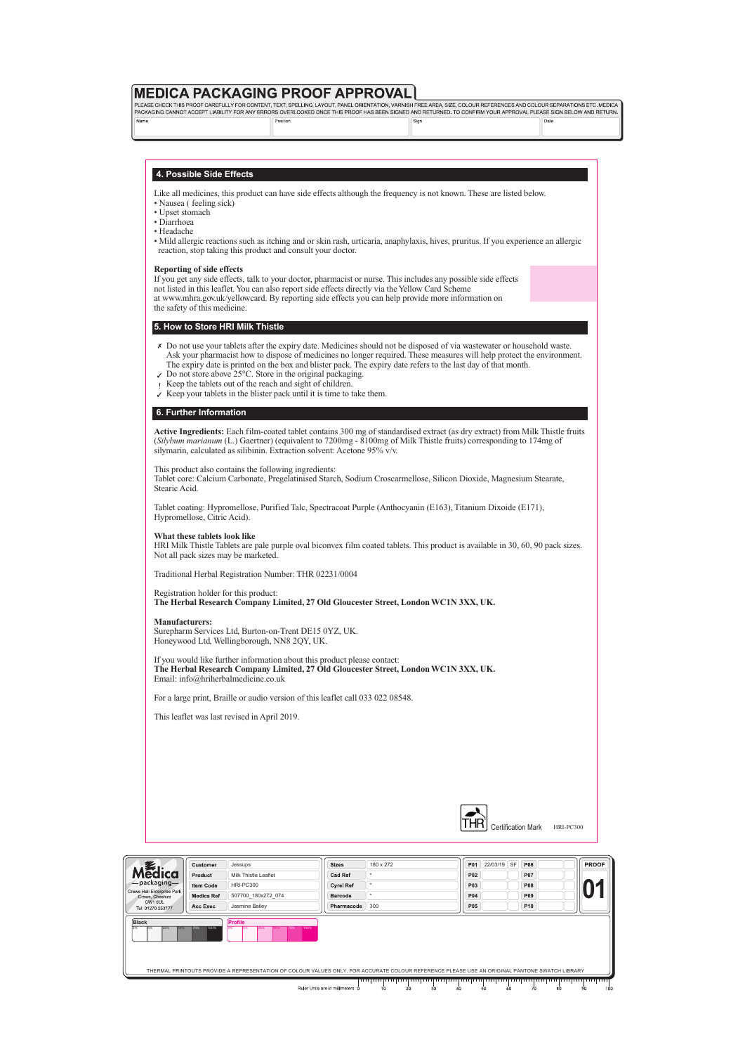# MEDICA PACKAGING PROOF APPROVAL

PLEASE CHECK THIS PROOF CAREFULLY FOR CONTENT, TEXT, SPELLING, LAYOUT, PANEL ORIENTATION, VARNISH FREE AREA, SIZE, COLOUR REFERENCES AND COLOUR SEPARATIONS ETC. MEDICA PACKAGING CANNOT ACCEPT LIABILITY FOR ANY ERRORS OVERLOOKED ONCE THIS PROOF HAS BEEN SIGNED AND RETURNED. TO CONFIRM YOUR APPROVAL PLEASE SIGN BELOW AND RETURN.

| Name | Position | Sign | Date |
|---|---|---|---|
| | | | |

## 4. Possible Side Effects

Like all medicines, this product can have side effects although the frequency is not known. These are listed below.

- Nausea ( feeling sick)
- Upset stomach
- Diarrhoea
- Headache
- Mild allergic reactions such as itching and or skin rash, urticaria, anaphylaxis, hives, pruritus. If you experience an allergic reaction, stop taking this product and consult your doctor.

**Reporting of side effects**
If you get any side effects, talk to your doctor, pharmacist or nurse. This includes any possible side effects not listed in this leaflet. You can also report side effects directly via the Yellow Card Scheme at www.mhra.gov.uk/yellowcard. By reporting side effects you can help provide more information on the safety of this medicine.

## 5. How to Store HRI Milk Thistle

✗ Do not use your tablets after the expiry date. Medicines should not be disposed of via wastewater or household waste. Ask your pharmacist how to dispose of medicines no longer required. These measures will help protect the environment. The expiry date is printed on the box and blister pack. The expiry date refers to the last day of that month.
✓ Do not store above 25°C. Store in the original packaging.
! Keep the tablets out of the reach and sight of children.
✓ Keep your tablets in the blister pack until it is time to take them.

## 6. Further Information

**Active Ingredients:** Each film-coated tablet contains 300 mg of standardised extract (as dry extract) from Milk Thistle fruits (*Silybum marianum* (L.) Gaertner) (equivalent to 7200mg - 8100mg of Milk Thistle fruits) corresponding to 174mg of silymarin, calculated as silibinin. Extraction solvent: Acetone 95% v/v.

This product also contains the following ingredients:
Tablet core: Calcium Carbonate, Pregelatinised Starch, Sodium Croscarmellose, Silicon Dioxide, Magnesium Stearate, Stearic Acid.

Tablet coating: Hypromellose, Purified Talc, Spectracoat Purple (Anthocyanin (E163), Titanium Dixoide (E171), Hypromellose, Citric Acid).

**What these tablets look like**
HRI Milk Thistle Tablets are pale purple oval biconvex film coated tablets. This product is available in 30, 60, 90 pack sizes. Not all pack sizes may be marketed.

Traditional Herbal Registration Number: THR 02231/0004

Registration holder for this product:
**The Herbal Research Company Limited, 27 Old Gloucester Street, London WC1N 3XX, UK.**

**Manufacturers:**
Surepharm Services Ltd, Burton-on-Trent DE15 0YZ, UK.
Honeywood Ltd, Wellingborough, NN8 2QY, UK.

If you would like further information about this product please contact:
**The Herbal Research Company Limited, 27 Old Gloucester Street, London WC1N 3XX, UK.**
Email: info@hriherbalmedicine.co.uk

For a large print, Braille or audio version of this leaflet call 033 022 08548.

This leaflet was last revised in April 2019.

THR Certification Mark HRI-PC300

Medica packaging
Crewe Hall Enterprise Park
Crewe, Cheshire
CW1 6UL
Tel: 01270 253777

| | | | | | | | | |
|---|---|---|---|---|---|---|---|---|
| Customer | Jessups | Sizes | 180 x 272 | P01 | 22/03/19 SF | P06 | | PROOF |
| Product | Milk Thistle Leaflet | Cad Ref | * | P02 | | P07 | | 01 |
| Item Code | HRI-PC300 | Cyrel Ref | * | P03 | | P08 | | |
| Medica Ref | 507700_180x272_074 | Barcode | * | P04 | | P09 | | |
| Acc Exec | Jasmine Bailey | Pharmacode | 300 | P05 | | P10 | | |

Black
Profile

THERMAL PRINTOUTS PROVIDE A REPRESENTATION OF COLOUR VALUES ONLY. FOR ACCURATE COLOUR REFERENCE PLEASE USE AN ORIGINAL PANTONE SWATCH LIBRARY

Ruler Units are in millimeters 0 10 20 30 40 50 60 70 80 90 100